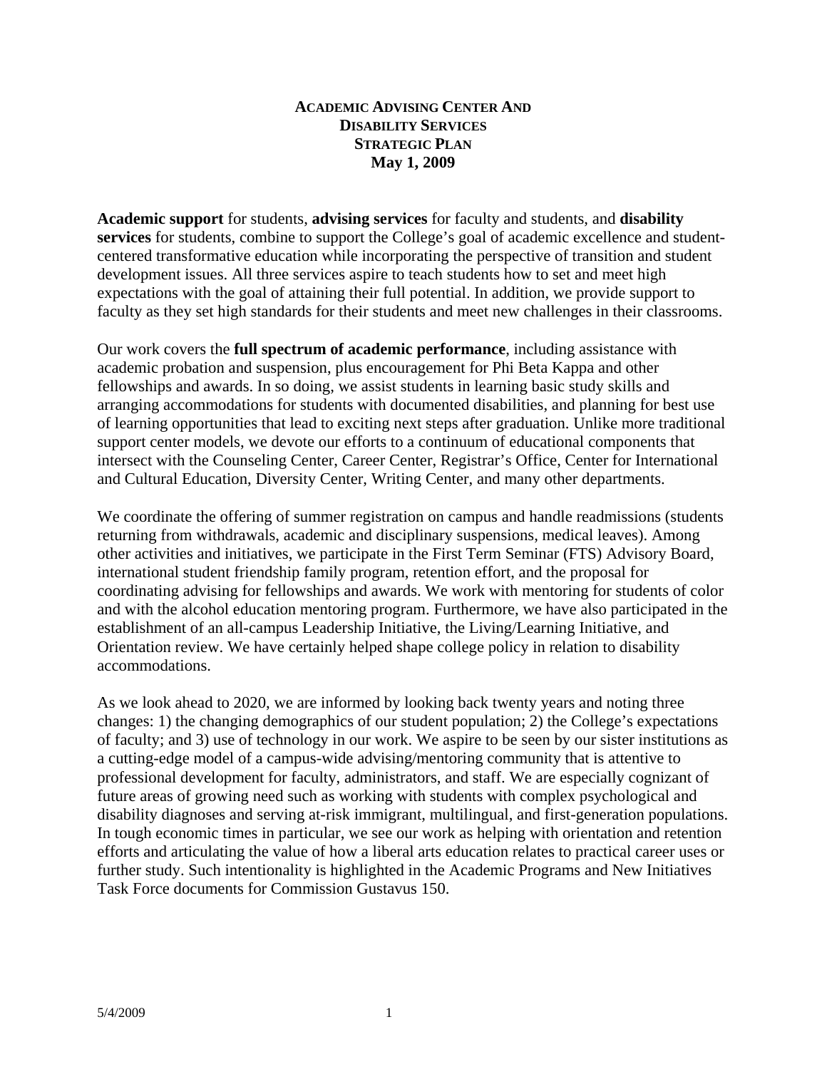# ACADEMIC ADVISING CENTER AND DISABILITY SERVICES STRATEGIC PLAN

**May 1, 2009**

**Academic support** for students, **advising services** for faculty and students, and **disability services** for students, combine to support the College's goal of academic excellence and student-centered transformative education while incorporating the perspective of transition and student development issues. All three services aspire to teach students how to set and meet high expectations with the goal of attaining their full potential. In addition, we provide support to faculty as they set high standards for their students and meet new challenges in their classrooms.

Our work covers the **full spectrum of academic performance**, including assistance with academic probation and suspension, plus encouragement for Phi Beta Kappa and other fellowships and awards. In so doing, we assist students in learning basic study skills and arranging accommodations for students with documented disabilities, and planning for best use of learning opportunities that lead to exciting next steps after graduation. Unlike more traditional support center models, we devote our efforts to a continuum of educational components that intersect with the Counseling Center, Career Center, Registrar's Office, Center for International and Cultural Education, Diversity Center, Writing Center, and many other departments.

We coordinate the offering of summer registration on campus and handle readmissions (students returning from withdrawals, academic and disciplinary suspensions, medical leaves). Among other activities and initiatives, we participate in the First Term Seminar (FTS) Advisory Board, international student friendship family program, retention effort, and the proposal for coordinating advising for fellowships and awards. We work with mentoring for students of color and with the alcohol education mentoring program. Furthermore, we have also participated in the establishment of an all-campus Leadership Initiative, the Living/Learning Initiative, and Orientation review. We have certainly helped shape college policy in relation to disability accommodations.

As we look ahead to 2020, we are informed by looking back twenty years and noting three changes: 1) the changing demographics of our student population; 2) the College's expectations of faculty; and 3) use of technology in our work. We aspire to be seen by our sister institutions as a cutting-edge model of a campus-wide advising/mentoring community that is attentive to professional development for faculty, administrators, and staff. We are especially cognizant of future areas of growing need such as working with students with complex psychological and disability diagnoses and serving at-risk immigrant, multilingual, and first-generation populations. In tough economic times in particular, we see our work as helping with orientation and retention efforts and articulating the value of how a liberal arts education relates to practical career uses or further study. Such intentionality is highlighted in the Academic Programs and New Initiatives Task Force documents for Commission Gustavus 150.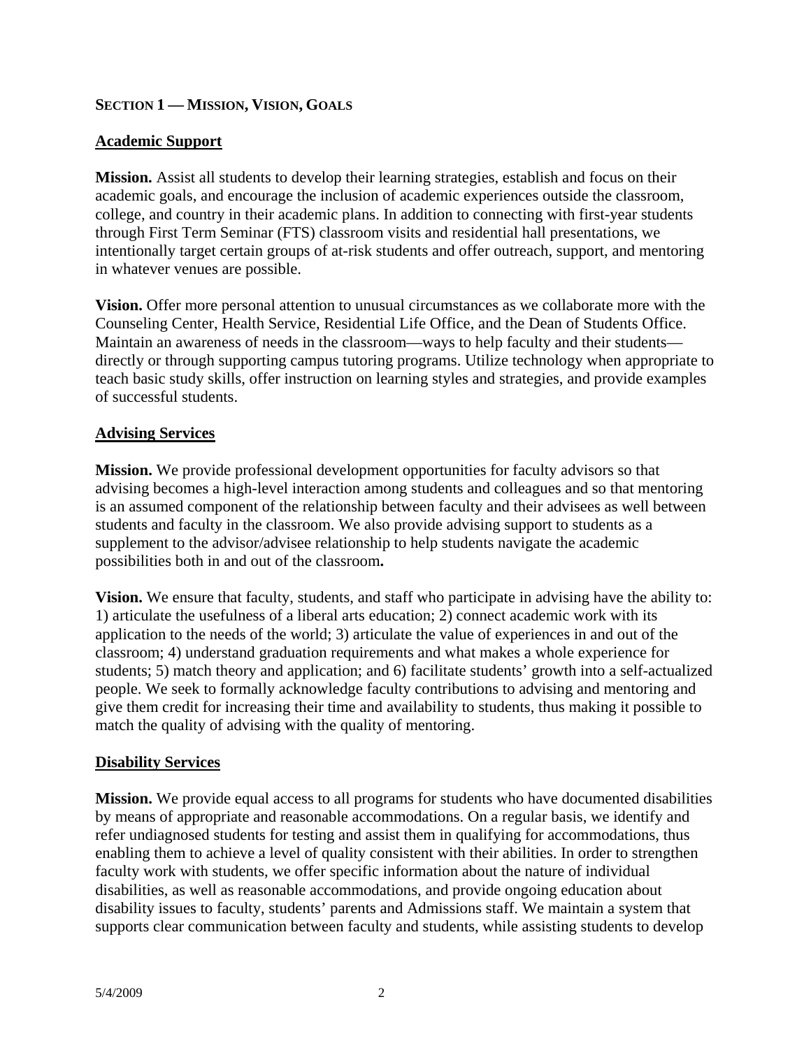**SECTION 1 — MISSION, VISION, GOALS**

**Academic Support**

**Mission.** Assist all students to develop their learning strategies, establish and focus on their academic goals, and encourage the inclusion of academic experiences outside the classroom, college, and country in their academic plans. In addition to connecting with first-year students through First Term Seminar (FTS) classroom visits and residential hall presentations, we intentionally target certain groups of at-risk students and offer outreach, support, and mentoring in whatever venues are possible.

**Vision.** Offer more personal attention to unusual circumstances as we collaborate more with the Counseling Center, Health Service, Residential Life Office, and the Dean of Students Office. Maintain an awareness of needs in the classroom—ways to help faculty and their students—directly or through supporting campus tutoring programs. Utilize technology when appropriate to teach basic study skills, offer instruction on learning styles and strategies, and provide examples of successful students.

**Advising Services**

**Mission.** We provide professional development opportunities for faculty advisors so that advising becomes a high-level interaction among students and colleagues and so that mentoring is an assumed component of the relationship between faculty and their advisees as well between students and faculty in the classroom. We also provide advising support to students as a supplement to the advisor/advisee relationship to help students navigate the academic possibilities both in and out of the classroom**.**

**Vision.** We ensure that faculty, students, and staff who participate in advising have the ability to: 1) articulate the usefulness of a liberal arts education; 2) connect academic work with its application to the needs of the world; 3) articulate the value of experiences in and out of the classroom; 4) understand graduation requirements and what makes a whole experience for students; 5) match theory and application; and 6) facilitate students' growth into a self-actualized people. We seek to formally acknowledge faculty contributions to advising and mentoring and give them credit for increasing their time and availability to students, thus making it possible to match the quality of advising with the quality of mentoring.

**Disability Services**

**Mission.** We provide equal access to all programs for students who have documented disabilities by means of appropriate and reasonable accommodations. On a regular basis, we identify and refer undiagnosed students for testing and assist them in qualifying for accommodations, thus enabling them to achieve a level of quality consistent with their abilities. In order to strengthen faculty work with students, we offer specific information about the nature of individual disabilities, as well as reasonable accommodations, and provide ongoing education about disability issues to faculty, students' parents and Admissions staff. We maintain a system that supports clear communication between faculty and students, while assisting students to develop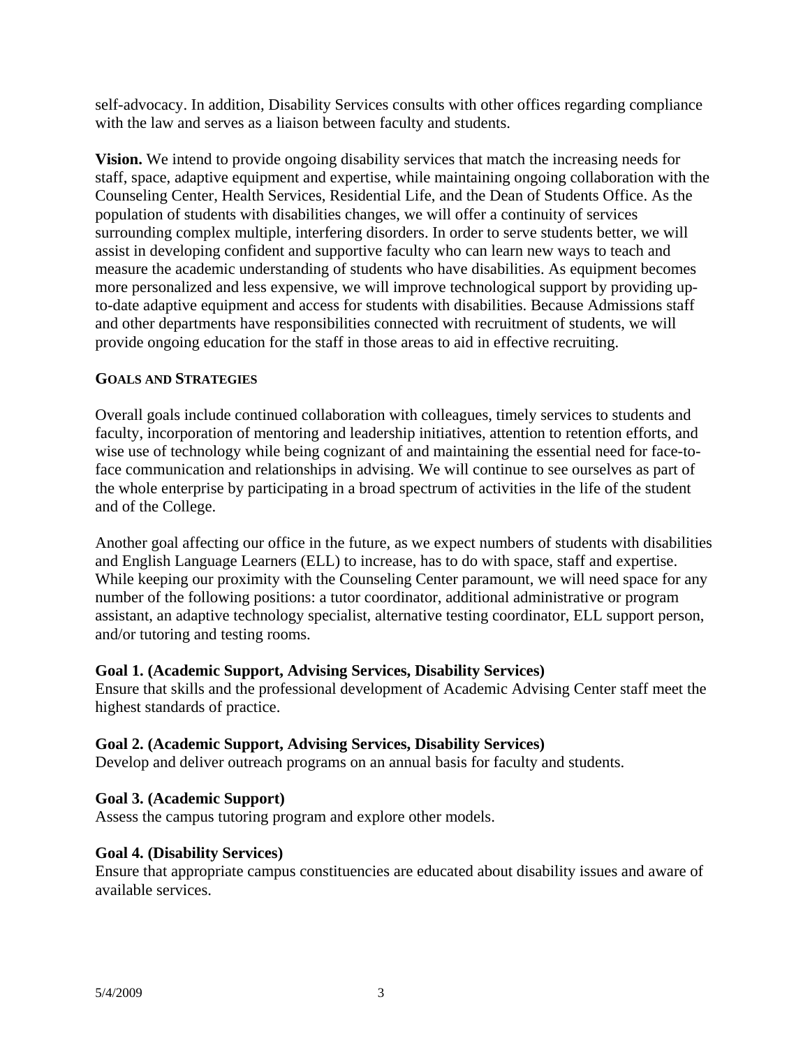self-advocacy. In addition, Disability Services consults with other offices regarding compliance with the law and serves as a liaison between faculty and students.

**Vision.** We intend to provide ongoing disability services that match the increasing needs for staff, space, adaptive equipment and expertise, while maintaining ongoing collaboration with the Counseling Center, Health Services, Residential Life, and the Dean of Students Office. As the population of students with disabilities changes, we will offer a continuity of services surrounding complex multiple, interfering disorders. In order to serve students better, we will assist in developing confident and supportive faculty who can learn new ways to teach and measure the academic understanding of students who have disabilities. As equipment becomes more personalized and less expensive, we will improve technological support by providing up-to-date adaptive equipment and access for students with disabilities. Because Admissions staff and other departments have responsibilities connected with recruitment of students, we will provide ongoing education for the staff in those areas to aid in effective recruiting.

## GOALS AND STRATEGIES

Overall goals include continued collaboration with colleagues, timely services to students and faculty, incorporation of mentoring and leadership initiatives, attention to retention efforts, and wise use of technology while being cognizant of and maintaining the essential need for face-to-face communication and relationships in advising. We will continue to see ourselves as part of the whole enterprise by participating in a broad spectrum of activities in the life of the student and of the College.

Another goal affecting our office in the future, as we expect numbers of students with disabilities and English Language Learners (ELL) to increase, has to do with space, staff and expertise. While keeping our proximity with the Counseling Center paramount, we will need space for any number of the following positions: a tutor coordinator, additional administrative or program assistant, an adaptive technology specialist, alternative testing coordinator, ELL support person, and/or tutoring and testing rooms.

**Goal 1. (Academic Support, Advising Services, Disability Services)**
Ensure that skills and the professional development of Academic Advising Center staff meet the highest standards of practice.

**Goal 2. (Academic Support, Advising Services, Disability Services)**
Develop and deliver outreach programs on an annual basis for faculty and students.

**Goal 3. (Academic Support)**
Assess the campus tutoring program and explore other models.

**Goal 4. (Disability Services)**
Ensure that appropriate campus constituencies are educated about disability issues and aware of available services.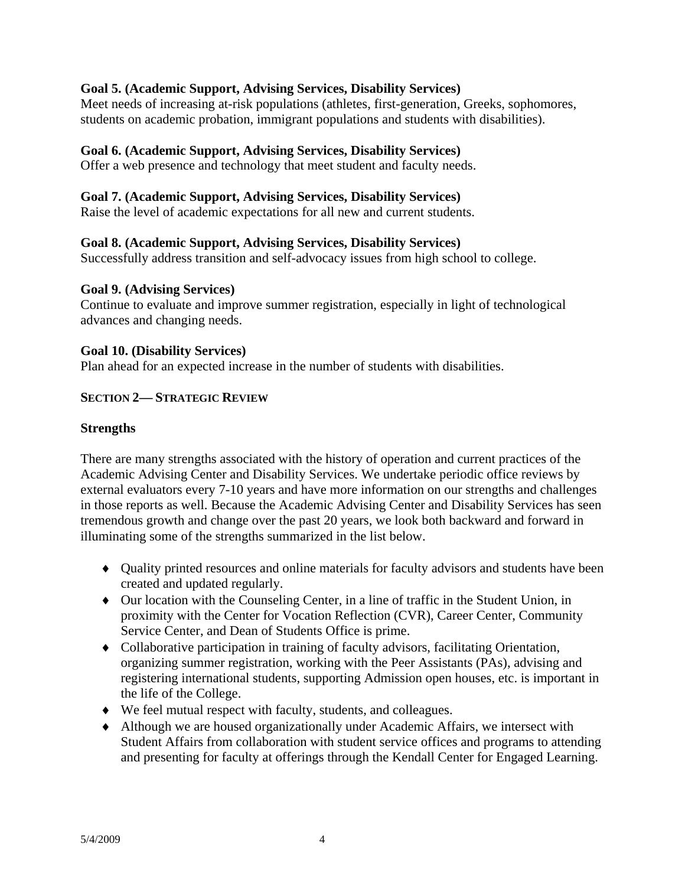**Goal 5. (Academic Support, Advising Services, Disability Services)**
Meet needs of increasing at-risk populations (athletes, first-generation, Greeks, sophomores, students on academic probation, immigrant populations and students with disabilities).

**Goal 6. (Academic Support, Advising Services, Disability Services)**
Offer a web presence and technology that meet student and faculty needs.

**Goal 7. (Academic Support, Advising Services, Disability Services)**
Raise the level of academic expectations for all new and current students.

**Goal 8. (Academic Support, Advising Services, Disability Services)**
Successfully address transition and self-advocacy issues from high school to college.

**Goal 9. (Advising Services)**
Continue to evaluate and improve summer registration, especially in light of technological advances and changing needs.

**Goal 10. (Disability Services)**
Plan ahead for an expected increase in the number of students with disabilities.

## SECTION 2— STRATEGIC REVIEW

### Strengths

There are many strengths associated with the history of operation and current practices of the Academic Advising Center and Disability Services. We undertake periodic office reviews by external evaluators every 7-10 years and have more information on our strengths and challenges in those reports as well. Because the Academic Advising Center and Disability Services has seen tremendous growth and change over the past 20 years, we look both backward and forward in illuminating some of the strengths summarized in the list below.

- Quality printed resources and online materials for faculty advisors and students have been created and updated regularly.
- Our location with the Counseling Center, in a line of traffic in the Student Union, in proximity with the Center for Vocation Reflection (CVR), Career Center, Community Service Center, and Dean of Students Office is prime.
- Collaborative participation in training of faculty advisors, facilitating Orientation, organizing summer registration, working with the Peer Assistants (PAs), advising and registering international students, supporting Admission open houses, etc. is important in the life of the College.
- We feel mutual respect with faculty, students, and colleagues.
- Although we are housed organizationally under Academic Affairs, we intersect with Student Affairs from collaboration with student service offices and programs to attending and presenting for faculty at offerings through the Kendall Center for Engaged Learning.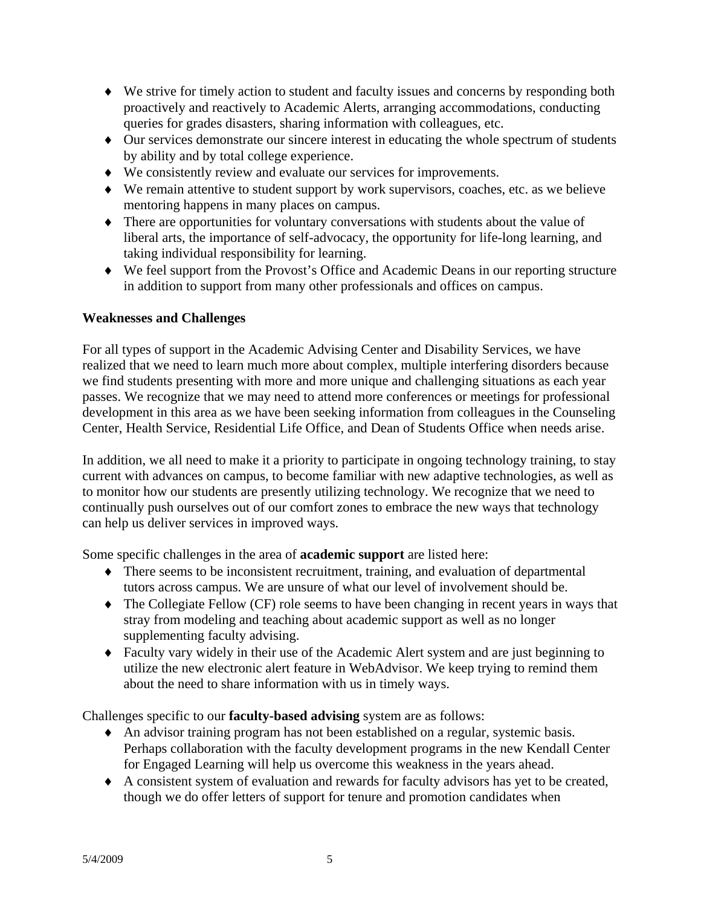- We strive for timely action to student and faculty issues and concerns by responding both proactively and reactively to Academic Alerts, arranging accommodations, conducting queries for grades disasters, sharing information with colleagues, etc.
- Our services demonstrate our sincere interest in educating the whole spectrum of students by ability and by total college experience.
- We consistently review and evaluate our services for improvements.
- We remain attentive to student support by work supervisors, coaches, etc. as we believe mentoring happens in many places on campus.
- There are opportunities for voluntary conversations with students about the value of liberal arts, the importance of self-advocacy, the opportunity for life-long learning, and taking individual responsibility for learning.
- We feel support from the Provost's Office and Academic Deans in our reporting structure in addition to support from many other professionals and offices on campus.

**Weaknesses and Challenges**

For all types of support in the Academic Advising Center and Disability Services, we have realized that we need to learn much more about complex, multiple interfering disorders because we find students presenting with more and more unique and challenging situations as each year passes. We recognize that we may need to attend more conferences or meetings for professional development in this area as we have been seeking information from colleagues in the Counseling Center, Health Service, Residential Life Office, and Dean of Students Office when needs arise.

In addition, we all need to make it a priority to participate in ongoing technology training, to stay current with advances on campus, to become familiar with new adaptive technologies, as well as to monitor how our students are presently utilizing technology. We recognize that we need to continually push ourselves out of our comfort zones to embrace the new ways that technology can help us deliver services in improved ways.

Some specific challenges in the area of **academic support** are listed here:

- There seems to be inconsistent recruitment, training, and evaluation of departmental tutors across campus. We are unsure of what our level of involvement should be.
- The Collegiate Fellow (CF) role seems to have been changing in recent years in ways that stray from modeling and teaching about academic support as well as no longer supplementing faculty advising.
- Faculty vary widely in their use of the Academic Alert system and are just beginning to utilize the new electronic alert feature in WebAdvisor. We keep trying to remind them about the need to share information with us in timely ways.

Challenges specific to our **faculty-based advising** system are as follows:

- An advisor training program has not been established on a regular, systemic basis. Perhaps collaboration with the faculty development programs in the new Kendall Center for Engaged Learning will help us overcome this weakness in the years ahead.
- A consistent system of evaluation and rewards for faculty advisors has yet to be created, though we do offer letters of support for tenure and promotion candidates when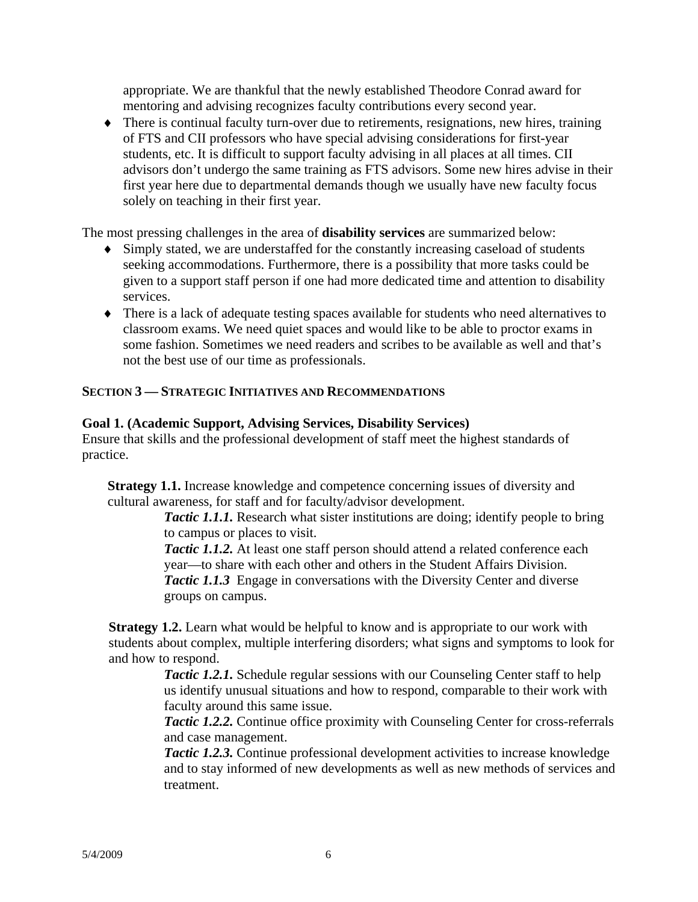appropriate. We are thankful that the newly established Theodore Conrad award for mentoring and advising recognizes faculty contributions every second year.

- There is continual faculty turn-over due to retirements, resignations, new hires, training of FTS and CII professors who have special advising considerations for first-year students, etc. It is difficult to support faculty advising in all places at all times. CII advisors don't undergo the same training as FTS advisors. Some new hires advise in their first year here due to departmental demands though we usually have new faculty focus solely on teaching in their first year.

The most pressing challenges in the area of **disability services** are summarized below:

- Simply stated, we are understaffed for the constantly increasing caseload of students seeking accommodations. Furthermore, there is a possibility that more tasks could be given to a support staff person if one had more dedicated time and attention to disability services.
- There is a lack of adequate testing spaces available for students who need alternatives to classroom exams. We need quiet spaces and would like to be able to proctor exams in some fashion. Sometimes we need readers and scribes to be available as well and that's not the best use of our time as professionals.

## SECTION 3 — STRATEGIC INITIATIVES AND RECOMMENDATIONS

**Goal 1. (Academic Support, Advising Services, Disability Services)**
Ensure that skills and the professional development of staff meet the highest standards of practice.

**Strategy 1.1.** Increase knowledge and competence concerning issues of diversity and cultural awareness, for staff and for faculty/advisor development.

***Tactic 1.1.1.*** Research what sister institutions are doing; identify people to bring to campus or places to visit.
***Tactic 1.1.2.*** At least one staff person should attend a related conference each year—to share with each other and others in the Student Affairs Division.
***Tactic 1.1.3*** Engage in conversations with the Diversity Center and diverse groups on campus.

**Strategy 1.2.** Learn what would be helpful to know and is appropriate to our work with students about complex, multiple interfering disorders; what signs and symptoms to look for and how to respond.

***Tactic 1.2.1.*** Schedule regular sessions with our Counseling Center staff to help us identify unusual situations and how to respond, comparable to their work with faculty around this same issue.
***Tactic 1.2.2.*** Continue office proximity with Counseling Center for cross-referrals and case management.
***Tactic 1.2.3.*** Continue professional development activities to increase knowledge and to stay informed of new developments as well as new methods of services and treatment.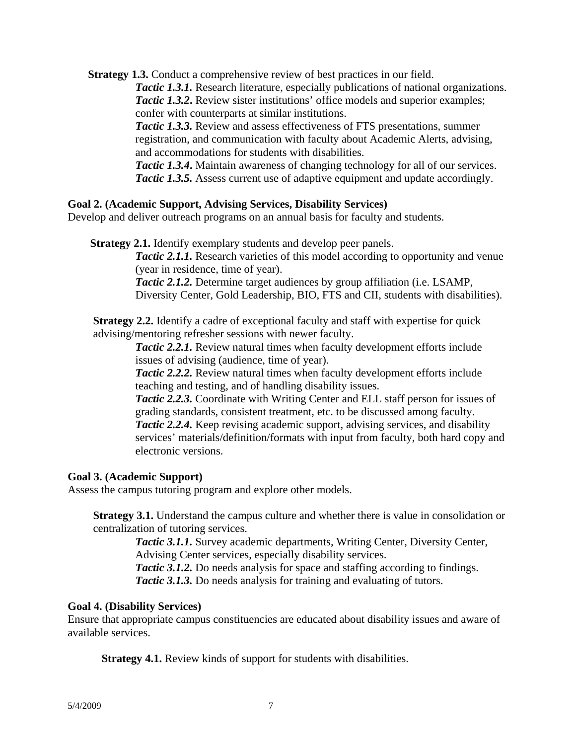**Strategy 1.3.** Conduct a comprehensive review of best practices in our field.

- ***Tactic 1.3.1.*** Research literature, especially publications of national organizations.
- ***Tactic 1.3.2*.** Review sister institutions' office models and superior examples; confer with counterparts at similar institutions.
- ***Tactic 1.3.3.*** Review and assess effectiveness of FTS presentations, summer registration, and communication with faculty about Academic Alerts, advising, and accommodations for students with disabilities.
- ***Tactic 1.3.4*.** Maintain awareness of changing technology for all of our services.
- ***Tactic 1.3.5.*** Assess current use of adaptive equipment and update accordingly.

**Goal 2. (Academic Support, Advising Services, Disability Services)**
Develop and deliver outreach programs on an annual basis for faculty and students.

**Strategy 2.1.** Identify exemplary students and develop peer panels.

- ***Tactic 2.1.1.*** Research varieties of this model according to opportunity and venue (year in residence, time of year).
- ***Tactic 2.1.2.*** Determine target audiences by group affiliation (i.e. LSAMP, Diversity Center, Gold Leadership, BIO, FTS and CII, students with disabilities).

**Strategy 2.2.** Identify a cadre of exceptional faculty and staff with expertise for quick advising/mentoring refresher sessions with newer faculty.

- ***Tactic 2.2.1.*** Review natural times when faculty development efforts include issues of advising (audience, time of year).
- ***Tactic 2.2.2.*** Review natural times when faculty development efforts include teaching and testing, and of handling disability issues.
- ***Tactic 2.2.3.*** Coordinate with Writing Center and ELL staff person for issues of grading standards, consistent treatment, etc. to be discussed among faculty.
- ***Tactic 2.2.4.*** Keep revising academic support, advising services, and disability services' materials/definition/formats with input from faculty, both hard copy and electronic versions.

**Goal 3. (Academic Support)**
Assess the campus tutoring program and explore other models.

**Strategy 3.1.** Understand the campus culture and whether there is value in consolidation or centralization of tutoring services.

- ***Tactic 3.1.1.*** Survey academic departments, Writing Center, Diversity Center, Advising Center services, especially disability services.
- ***Tactic 3.1.2.*** Do needs analysis for space and staffing according to findings.
- ***Tactic 3.1.3.*** Do needs analysis for training and evaluating of tutors.

**Goal 4. (Disability Services)**
Ensure that appropriate campus constituencies are educated about disability issues and aware of available services.

**Strategy 4.1.** Review kinds of support for students with disabilities.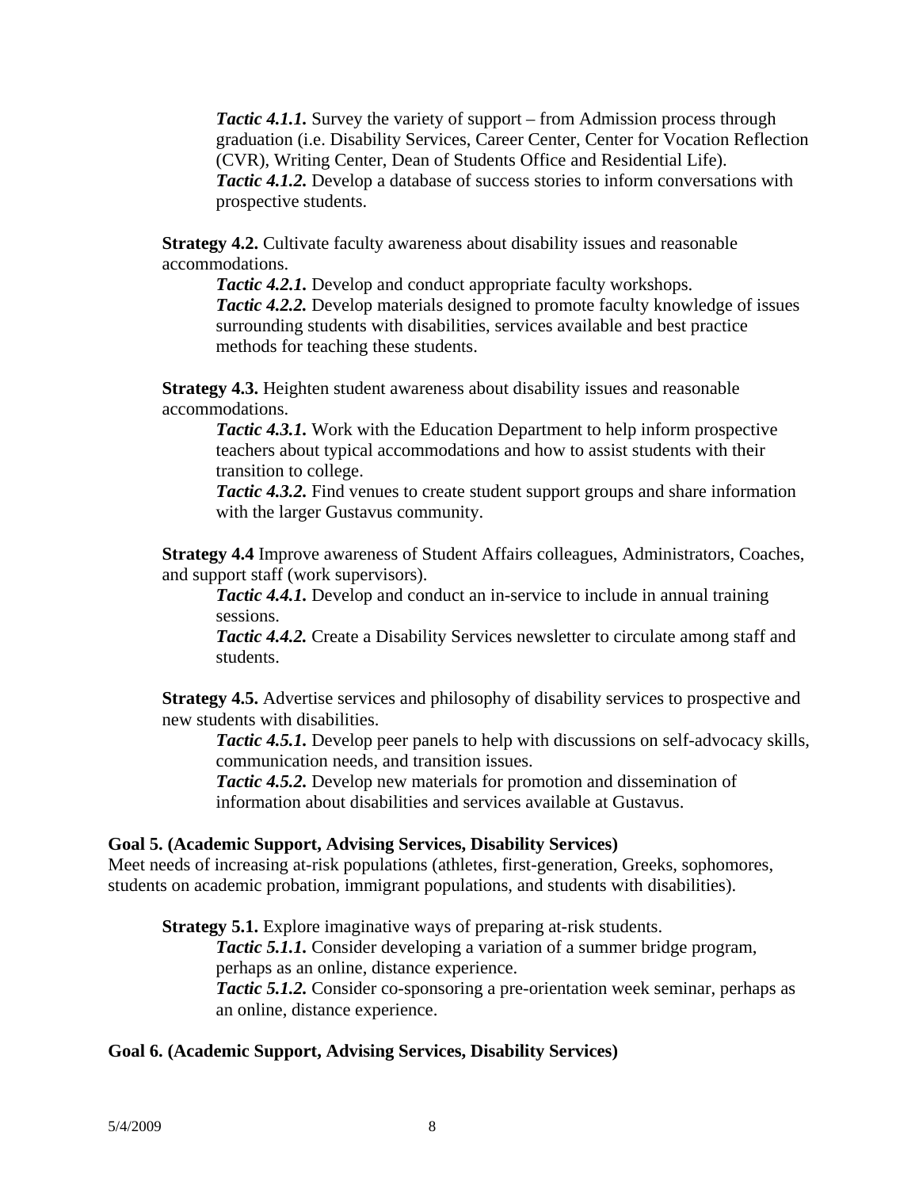*Tactic 4.1.1.* Survey the variety of support – from Admission process through graduation (i.e. Disability Services, Career Center, Center for Vocation Reflection (CVR), Writing Center, Dean of Students Office and Residential Life).
*Tactic 4.1.2.* Develop a database of success stories to inform conversations with prospective students.

**Strategy 4.2.** Cultivate faculty awareness about disability issues and reasonable accommodations.

*Tactic 4.2.1.* Develop and conduct appropriate faculty workshops.
*Tactic 4.2.2.* Develop materials designed to promote faculty knowledge of issues surrounding students with disabilities, services available and best practice methods for teaching these students.

**Strategy 4.3.** Heighten student awareness about disability issues and reasonable accommodations.

*Tactic 4.3.1.* Work with the Education Department to help inform prospective teachers about typical accommodations and how to assist students with their transition to college.
*Tactic 4.3.2.* Find venues to create student support groups and share information with the larger Gustavus community.

**Strategy 4.4** Improve awareness of Student Affairs colleagues, Administrators, Coaches, and support staff (work supervisors).

*Tactic 4.4.1.* Develop and conduct an in-service to include in annual training sessions.
*Tactic 4.4.2.* Create a Disability Services newsletter to circulate among staff and students.

**Strategy 4.5.** Advertise services and philosophy of disability services to prospective and new students with disabilities.

*Tactic 4.5.1.* Develop peer panels to help with discussions on self-advocacy skills, communication needs, and transition issues.
*Tactic 4.5.2.* Develop new materials for promotion and dissemination of information about disabilities and services available at Gustavus.

**Goal 5. (Academic Support, Advising Services, Disability Services)**
Meet needs of increasing at-risk populations (athletes, first-generation, Greeks, sophomores, students on academic probation, immigrant populations, and students with disabilities).

**Strategy 5.1.** Explore imaginative ways of preparing at-risk students.

*Tactic 5.1.1.* Consider developing a variation of a summer bridge program, perhaps as an online, distance experience.
*Tactic 5.1.2.* Consider co-sponsoring a pre-orientation week seminar, perhaps as an online, distance experience.

**Goal 6. (Academic Support, Advising Services, Disability Services)**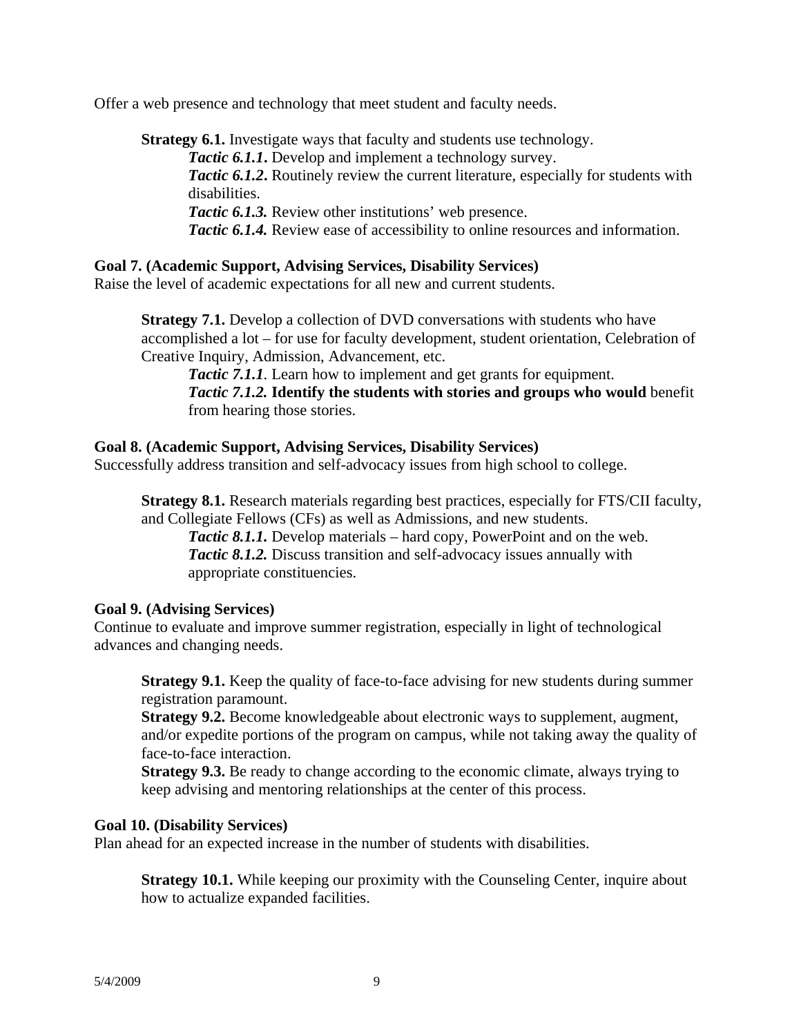Offer a web presence and technology that meet student and faculty needs.

**Strategy 6.1.** Investigate ways that faculty and students use technology.

***Tactic 6.1.1***. Develop and implement a technology survey.

***Tactic 6.1.2***. Routinely review the current literature, especially for students with disabilities.

***Tactic 6.1.3.*** Review other institutions' web presence.

***Tactic 6.1.4.*** Review ease of accessibility to online resources and information.

**Goal 7. (Academic Support, Advising Services, Disability Services)**
Raise the level of academic expectations for all new and current students.

**Strategy 7.1.** Develop a collection of DVD conversations with students who have accomplished a lot – for use for faculty development, student orientation, Celebration of Creative Inquiry, Admission, Advancement, etc.

***Tactic 7.1.1***. Learn how to implement and get grants for equipment.

***Tactic 7.1.2.*** **Identify the students with stories and groups who would** benefit from hearing those stories.

**Goal 8. (Academic Support, Advising Services, Disability Services)**
Successfully address transition and self-advocacy issues from high school to college.

**Strategy 8.1.** Research materials regarding best practices, especially for FTS/CII faculty, and Collegiate Fellows (CFs) as well as Admissions, and new students.

***Tactic 8.1.1.*** Develop materials – hard copy, PowerPoint and on the web.

***Tactic 8.1.2.*** Discuss transition and self-advocacy issues annually with appropriate constituencies.

**Goal 9. (Advising Services)**
Continue to evaluate and improve summer registration, especially in light of technological advances and changing needs.

**Strategy 9.1.** Keep the quality of face-to-face advising for new students during summer registration paramount.

**Strategy 9.2.** Become knowledgeable about electronic ways to supplement, augment, and/or expedite portions of the program on campus, while not taking away the quality of face-to-face interaction.

**Strategy 9.3.** Be ready to change according to the economic climate, always trying to keep advising and mentoring relationships at the center of this process.

**Goal 10. (Disability Services)**
Plan ahead for an expected increase in the number of students with disabilities.

**Strategy 10.1.** While keeping our proximity with the Counseling Center, inquire about how to actualize expanded facilities.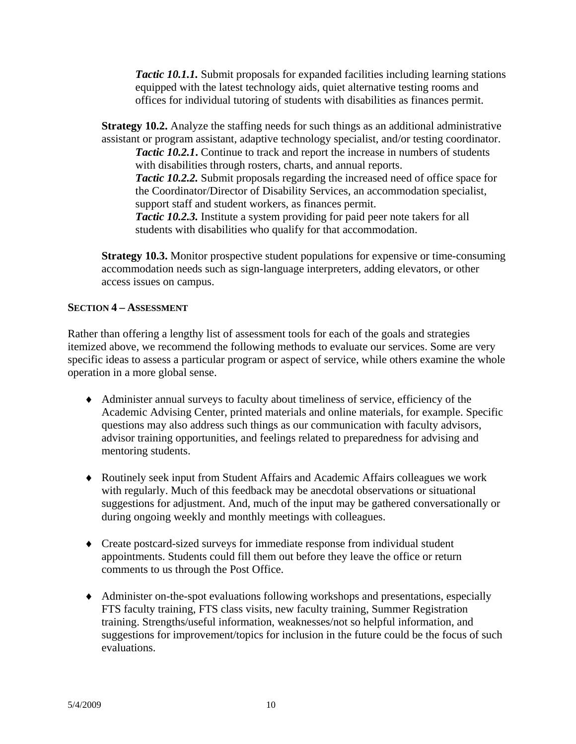*Tactic 10.1.1.* Submit proposals for expanded facilities including learning stations equipped with the latest technology aids, quiet alternative testing rooms and offices for individual tutoring of students with disabilities as finances permit.

**Strategy 10.2.** Analyze the staffing needs for such things as an additional administrative assistant or program assistant, adaptive technology specialist, and/or testing coordinator.

*Tactic 10.2.1***.** Continue to track and report the increase in numbers of students with disabilities through rosters, charts, and annual reports.

*Tactic 10.2.2.* Submit proposals regarding the increased need of office space for the Coordinator/Director of Disability Services, an accommodation specialist, support staff and student workers, as finances permit.

*Tactic 10.2.3.* Institute a system providing for paid peer note takers for all students with disabilities who qualify for that accommodation.

**Strategy 10.3.** Monitor prospective student populations for expensive or time-consuming accommodation needs such as sign-language interpreters, adding elevators, or other access issues on campus.

## SECTION 4 – ASSESSMENT

Rather than offering a lengthy list of assessment tools for each of the goals and strategies itemized above, we recommend the following methods to evaluate our services. Some are very specific ideas to assess a particular program or aspect of service, while others examine the whole operation in a more global sense.

- Administer annual surveys to faculty about timeliness of service, efficiency of the Academic Advising Center, printed materials and online materials, for example. Specific questions may also address such things as our communication with faculty advisors, advisor training opportunities, and feelings related to preparedness for advising and mentoring students.

- Routinely seek input from Student Affairs and Academic Affairs colleagues we work with regularly. Much of this feedback may be anecdotal observations or situational suggestions for adjustment. And, much of the input may be gathered conversationally or during ongoing weekly and monthly meetings with colleagues.

- Create postcard-sized surveys for immediate response from individual student appointments. Students could fill them out before they leave the office or return comments to us through the Post Office.

- Administer on-the-spot evaluations following workshops and presentations, especially FTS faculty training, FTS class visits, new faculty training, Summer Registration training. Strengths/useful information, weaknesses/not so helpful information, and suggestions for improvement/topics for inclusion in the future could be the focus of such evaluations.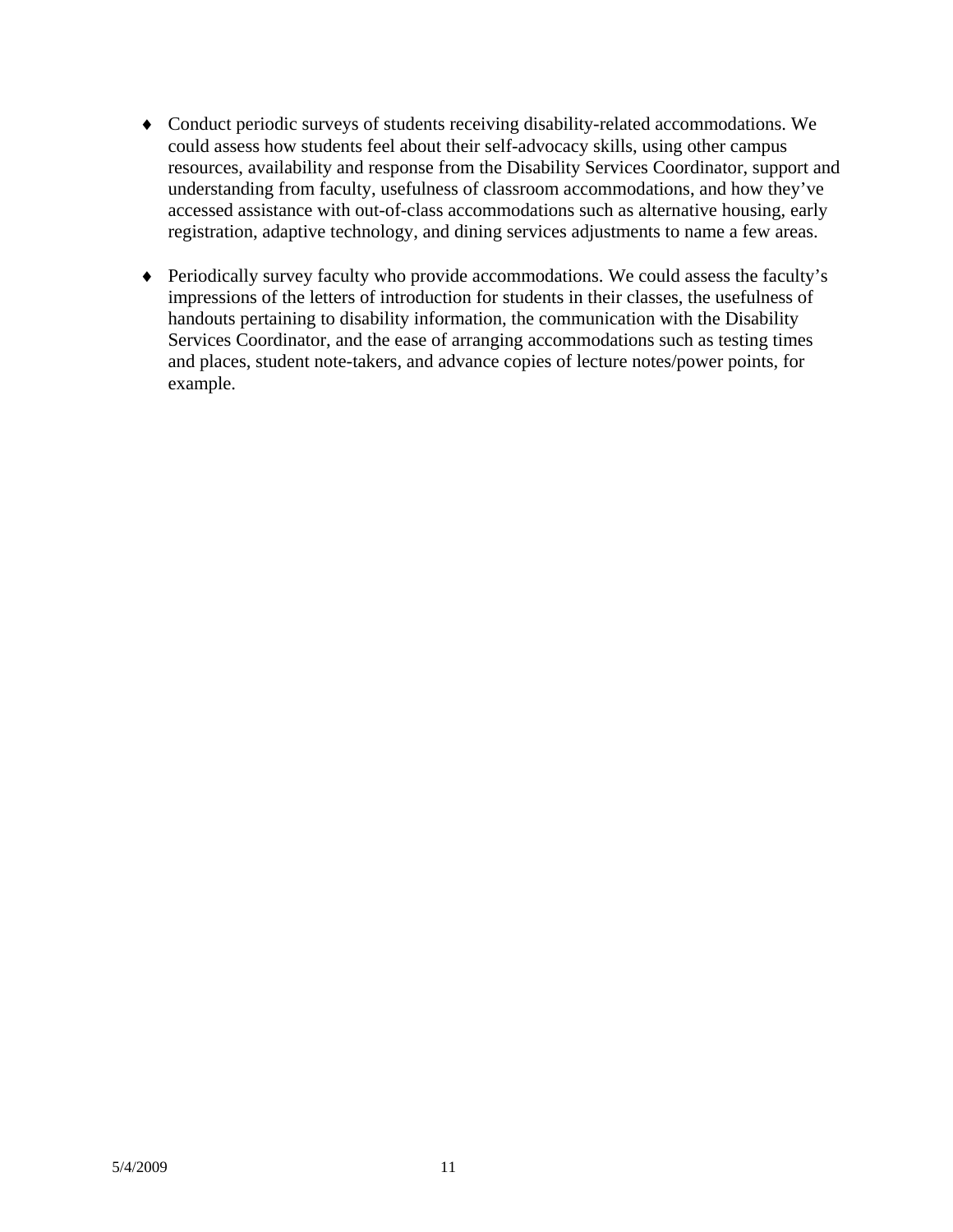- Conduct periodic surveys of students receiving disability-related accommodations. We could assess how students feel about their self-advocacy skills, using other campus resources, availability and response from the Disability Services Coordinator, support and understanding from faculty, usefulness of classroom accommodations, and how they've accessed assistance with out-of-class accommodations such as alternative housing, early registration, adaptive technology, and dining services adjustments to name a few areas.

- Periodically survey faculty who provide accommodations. We could assess the faculty's impressions of the letters of introduction for students in their classes, the usefulness of handouts pertaining to disability information, the communication with the Disability Services Coordinator, and the ease of arranging accommodations such as testing times and places, student note-takers, and advance copies of lecture notes/power points, for example.